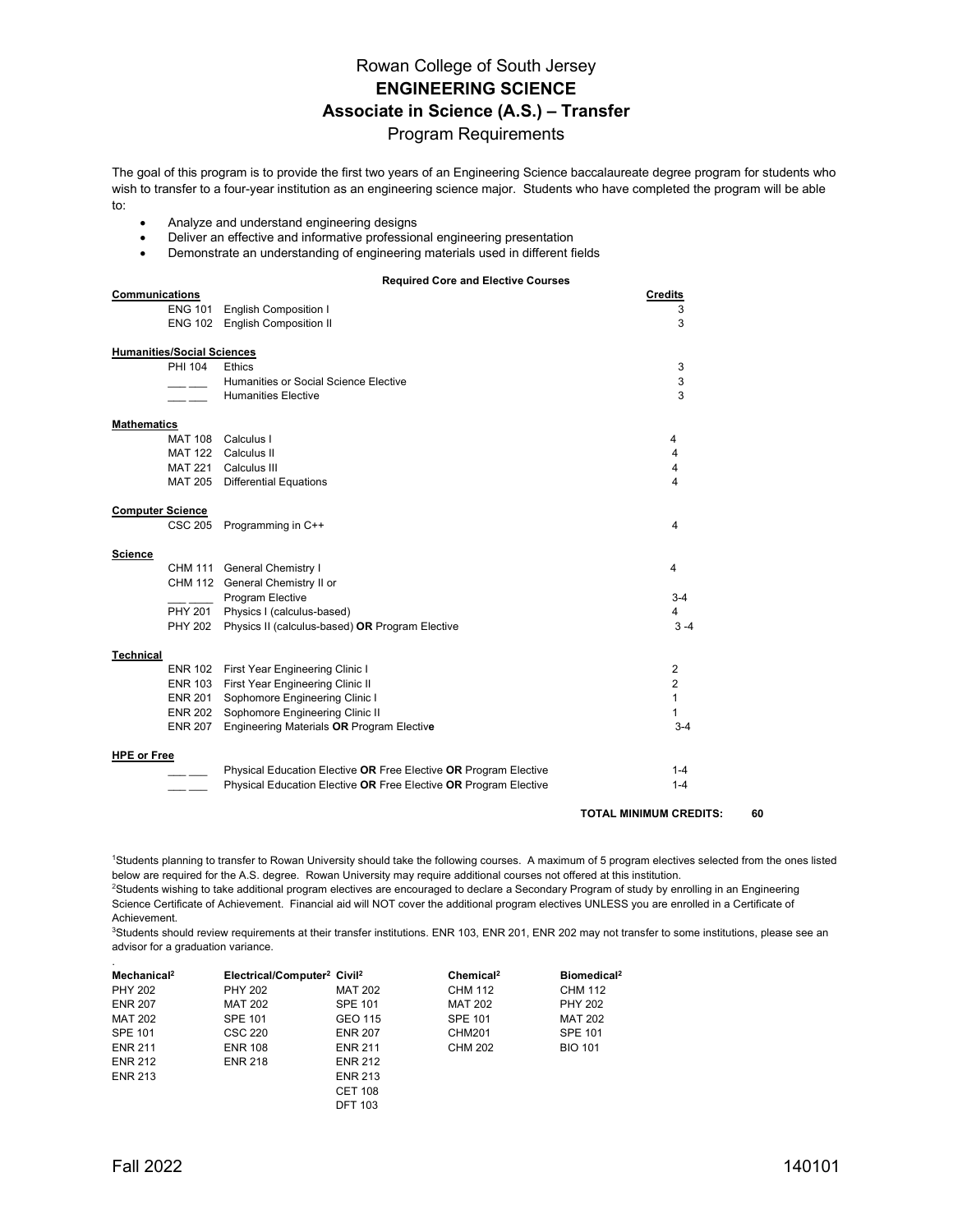# Rowan College of South Jersey

## ENGINEERING SCIENCE

## Associate in Science (A.S.) – Transfer

### Program Requirements

The goal of this program is to provide the first two years of an Engineering Science baccalaureate degree program for students who wish to transfer to a four-year institution as an engineering science major. Students who have completed the program will be able to:

- Analyze and understand engineering designs
- Deliver an effective and informative professional engineering presentation
- Demonstrate an understanding of engineering materials used in different fields

**Required Core and Elective Courses**

| Category | Course | Title | Credits |
|---|---|---|---|
| **Communications** | | | |
| | ENG 101 | English Composition I | 3 |
| | ENG 102 | English Composition II | 3 |
| **Humanities/Social Sciences** | | | |
| | PHI 104 | Ethics | 3 |
| | ___ ___ | Humanities or Social Science Elective | 3 |
| | ___ ___ | Humanities Elective | 3 |
| **Mathematics** | | | |
| | MAT 108 | Calculus I | 4 |
| | MAT 122 | Calculus II | 4 |
| | MAT 221 | Calculus III | 4 |
| | MAT 205 | Differential Equations | 4 |
| **Computer Science** | | | |
| | CSC 205 | Programming in C++ | 4 |
| **Science** | | | |
| | CHM 111 | General Chemistry I | 4 |
| | CHM 112 | General Chemistry II or | |
| | ___ ___ | Program Elective | 3-4 |
| | PHY 201 | Physics I (calculus-based) | 4 |
| | PHY 202 | Physics II (calculus-based) **OR** Program Elective | 3-4 |
| **Technical** | | | |
| | ENR 102 | First Year Engineering Clinic I | 2 |
| | ENR 103 | First Year Engineering Clinic II | 2 |
| | ENR 201 | Sophomore Engineering Clinic I | 1 |
| | ENR 202 | Sophomore Engineering Clinic II | 1 |
| | ENR 207 | Engineering Materials **OR** Program Elective | 3-4 |
| **HPE or Free** | | | |
| | ___ ___ | Physical Education Elective **OR** Free Elective **OR** Program Elective | 1-4 |
| | ___ ___ | Physical Education Elective **OR** Free Elective **OR** Program Elective | 1-4 |

**TOTAL MINIMUM CREDITS: 60**

[1]Students planning to transfer to Rowan University should take the following courses. A maximum of 5 program electives selected from the ones listed below are required for the A.S. degree. Rowan University may require additional courses not offered at this institution.

[2]Students wishing to take additional program electives are encouraged to declare a Secondary Program of study by enrolling in an Engineering Science Certificate of Achievement. Financial aid will NOT cover the additional program electives UNLESS you are enrolled in a Certificate of Achievement.

[3]Students should review requirements at their transfer institutions. ENR 103, ENR 201, ENR 202 may not transfer to some institutions, please see an advisor for a graduation variance.

| Mechanical[2] | Electrical/Computer[2] | Civil[2] | Chemical[2] | Biomedical[2] |
|---|---|---|---|---|
| PHY 202 | PHY 202 | MAT 202 | CHM 112 | CHM 112 |
| ENR 207 | MAT 202 | SPE 101 | MAT 202 | PHY 202 |
| MAT 202 | SPE 101 | GEO 115 | SPE 101 | MAT 202 |
| SPE 101 | CSC 220 | ENR 207 | CHM201 | SPE 101 |
| ENR 211 | ENR 108 | ENR 211 | CHM 202 | BIO 101 |
| ENR 212 | ENR 218 | ENR 212 | | |
| ENR 213 | | ENR 213 | | |
| | | CET 108 | | |
| | | DFT 103 | | |

Fall 2022 140101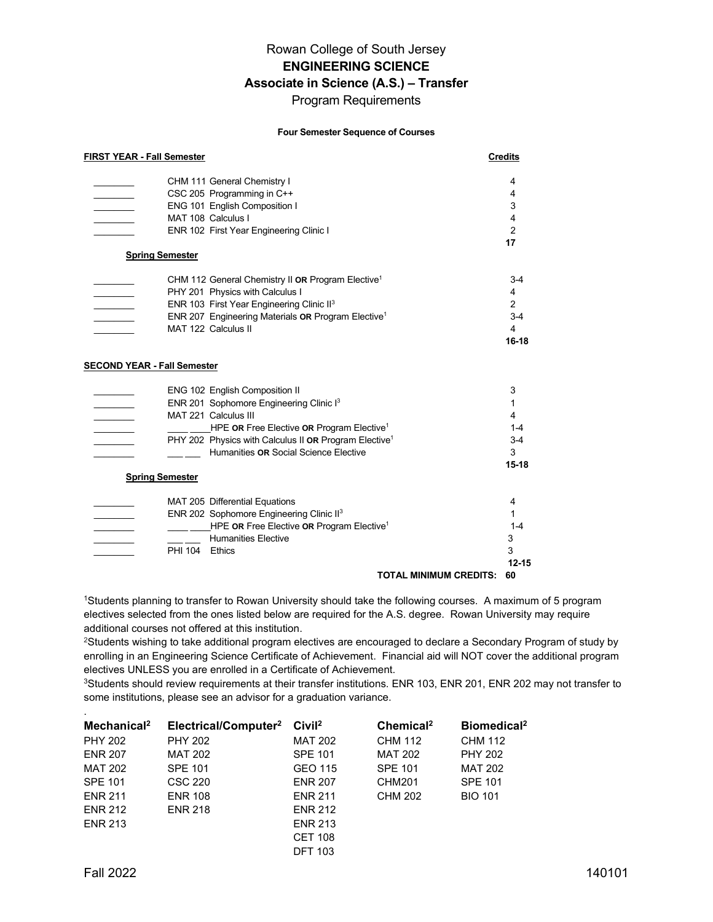# Rowan College of South Jersey

## ENGINEERING SCIENCE

## Associate in Science (A.S.) – Transfer

### Program Requirements

**Four Semester Sequence of Courses**

**FIRST YEAR - Fall Semester**

| | Course | Credits |
|---|---|---|
| ________ | CHM 111 General Chemistry I | 4 |
| ________ | CSC 205 Programming in C++ | 4 |
| ________ | ENG 101 English Composition I | 3 |
| ________ | MAT 108 Calculus I | 4 |
| ________ | ENR 102 First Year Engineering Clinic I | 2 |
| | | **17** |

**Spring Semester**

| | Course | Credits |
|---|---|---|
| ________ | CHM 112 General Chemistry II **OR** Program Elective[1] | 3-4 |
| ________ | PHY 201 Physics with Calculus I | 4 |
| ________ | ENR 103 First Year Engineering Clinic II[3] | 2 |
| ________ | ENR 207 Engineering Materials **OR** Program Elective[1] | 3-4 |
| ________ | MAT 122 Calculus II | 4 |
| | | **16-18** |

**SECOND YEAR - Fall Semester**

| | Course | Credits |
|---|---|---|
| ________ | ENG 102 English Composition II | 3 |
| ________ | ENR 201 Sophomore Engineering Clinic I[3] | 1 |
| ________ | MAT 221 Calculus III | 4 |
| ________ | ____ ____HPE **OR** Free Elective **OR** Program Elective[1] | 1-4 |
| ________ | PHY 202 Physics with Calculus II **OR** Program Elective[1] | 3-4 |
| ________ | ___ ___ Humanities **OR** Social Science Elective | 3 |
| | | **15-18** |

**Spring Semester**

| | Course | Credits |
|---|---|---|
| ________ | MAT 205 Differential Equations | 4 |
| ________ | ENR 202 Sophomore Engineering Clinic II[3] | 1 |
| ________ | ____ ____HPE **OR** Free Elective **OR** Program Elective[1] | 1-4 |
| ________ | ___ ___ Humanities Elective | 3 |
| ________ | PHI 104 Ethics | 3 |
| | | **12-15** |
| | **TOTAL MINIMUM CREDITS:** | **60** |

[1]Students planning to transfer to Rowan University should take the following courses. A maximum of 5 program electives selected from the ones listed below are required for the A.S. degree. Rowan University may require additional courses not offered at this institution.

[2]Students wishing to take additional program electives are encouraged to declare a Secondary Program of study by enrolling in an Engineering Science Certificate of Achievement. Financial aid will NOT cover the additional program electives UNLESS you are enrolled in a Certificate of Achievement.

[3]Students should review requirements at their transfer institutions. ENR 103, ENR 201, ENR 202 may not transfer to some institutions, please see an advisor for a graduation variance.

| Mechanical[2] | Electrical/Computer[2] | Civil[2] | Chemical[2] | Biomedical[2] |
|---|---|---|---|---|
| PHY 202 | PHY 202 | MAT 202 | CHM 112 | CHM 112 |
| ENR 207 | MAT 202 | SPE 101 | MAT 202 | PHY 202 |
| MAT 202 | SPE 101 | GEO 115 | SPE 101 | MAT 202 |
| SPE 101 | CSC 220 | ENR 207 | CHM201 | SPE 101 |
| ENR 211 | ENR 108 | ENR 211 | CHM 202 | BIO 101 |
| ENR 212 | ENR 218 | ENR 212 | | |
| ENR 213 | | ENR 213 | | |
| | | CET 108 | | |
| | | DFT 103 | | |

Fall 2022 140101